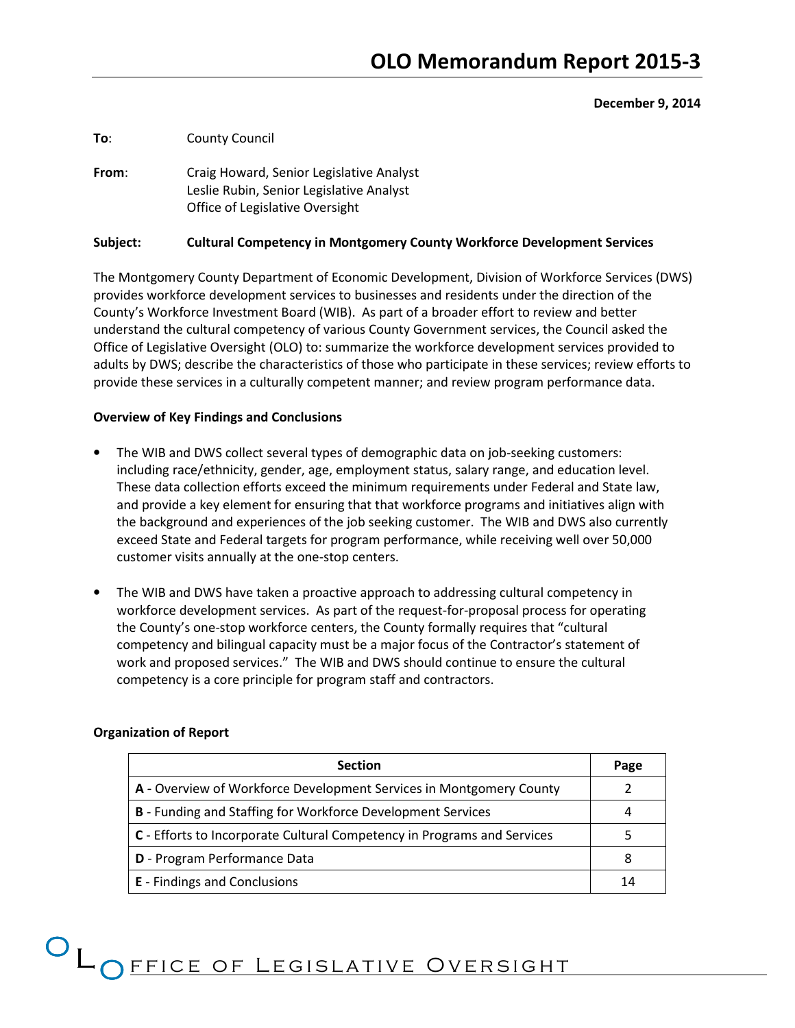# OLO Memorandum Report 2015-3

**December 9, 2014**

**To**: County Council

**From**: Craig Howard, Senior Legislative Analyst
Leslie Rubin, Senior Legislative Analyst
Office of Legislative Oversight

**Subject: Cultural Competency in Montgomery County Workforce Development Services**

The Montgomery County Department of Economic Development, Division of Workforce Services (DWS) provides workforce development services to businesses and residents under the direction of the County's Workforce Investment Board (WIB). As part of a broader effort to review and better understand the cultural competency of various County Government services, the Council asked the Office of Legislative Oversight (OLO) to: summarize the workforce development services provided to adults by DWS; describe the characteristics of those who participate in these services; review efforts to provide these services in a culturally competent manner; and review program performance data.

**Overview of Key Findings and Conclusions**

- The WIB and DWS collect several types of demographic data on job-seeking customers: including race/ethnicity, gender, age, employment status, salary range, and education level. These data collection efforts exceed the minimum requirements under Federal and State law, and provide a key element for ensuring that that workforce programs and initiatives align with the background and experiences of the job seeking customer. The WIB and DWS also currently exceed State and Federal targets for program performance, while receiving well over 50,000 customer visits annually at the one-stop centers.

- The WIB and DWS have taken a proactive approach to addressing cultural competency in workforce development services. As part of the request-for-proposal process for operating the County's one-stop workforce centers, the County formally requires that "cultural competency and bilingual capacity must be a major focus of the Contractor's statement of work and proposed services." The WIB and DWS should continue to ensure the cultural competency is a core principle for program staff and contractors.

**Organization of Report**

| Section | Page |
|---|---|
| **A -** Overview of Workforce Development Services in Montgomery County | 2 |
| **B** - Funding and Staffing for Workforce Development Services | 4 |
| **C** - Efforts to Incorporate Cultural Competency in Programs and Services | 5 |
| **D** - Program Performance Data | 8 |
| **E** - Findings and Conclusions | 14 |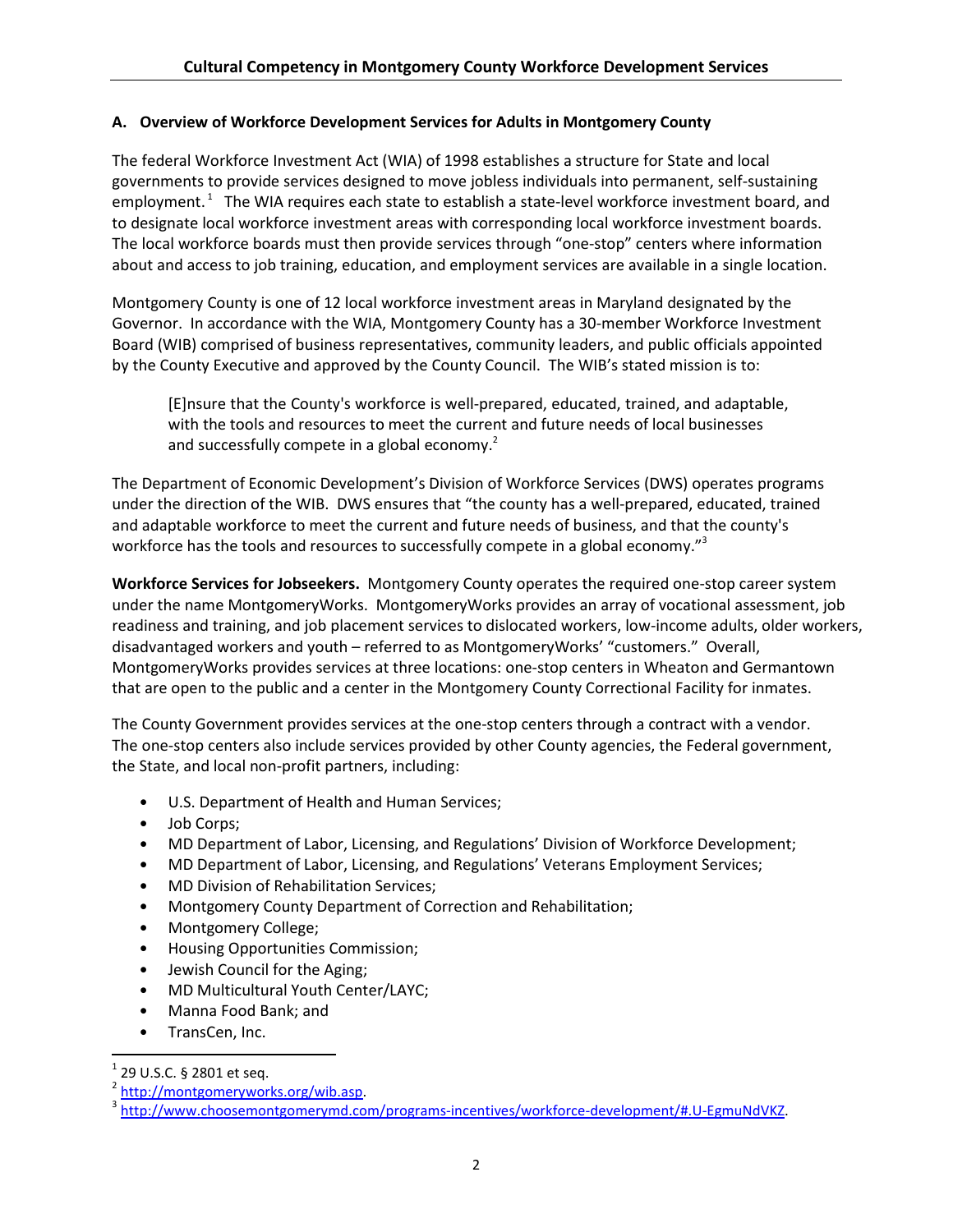### A. Overview of Workforce Development Services for Adults in Montgomery County

The federal Workforce Investment Act (WIA) of 1998 establishes a structure for State and local governments to provide services designed to move jobless individuals into permanent, self-sustaining employment.[1] The WIA requires each state to establish a state-level workforce investment board, and to designate local workforce investment areas with corresponding local workforce investment boards. The local workforce boards must then provide services through "one-stop" centers where information about and access to job training, education, and employment services are available in a single location.

Montgomery County is one of 12 local workforce investment areas in Maryland designated by the Governor. In accordance with the WIA, Montgomery County has a 30-member Workforce Investment Board (WIB) comprised of business representatives, community leaders, and public officials appointed by the County Executive and approved by the County Council. The WIB's stated mission is to:

> [E]nsure that the County's workforce is well-prepared, educated, trained, and adaptable, with the tools and resources to meet the current and future needs of local businesses and successfully compete in a global economy.[2]

The Department of Economic Development's Division of Workforce Services (DWS) operates programs under the direction of the WIB. DWS ensures that "the county has a well-prepared, educated, trained and adaptable workforce to meet the current and future needs of business, and that the county's workforce has the tools and resources to successfully compete in a global economy."[3]

**Workforce Services for Jobseekers.** Montgomery County operates the required one-stop career system under the name MontgomeryWorks. MontgomeryWorks provides an array of vocational assessment, job readiness and training, and job placement services to dislocated workers, low-income adults, older workers, disadvantaged workers and youth – referred to as MontgomeryWorks' "customers." Overall, MontgomeryWorks provides services at three locations: one-stop centers in Wheaton and Germantown that are open to the public and a center in the Montgomery County Correctional Facility for inmates.

The County Government provides services at the one-stop centers through a contract with a vendor. The one-stop centers also include services provided by other County agencies, the Federal government, the State, and local non-profit partners, including:

- U.S. Department of Health and Human Services;
- Job Corps;
- MD Department of Labor, Licensing, and Regulations' Division of Workforce Development;
- MD Department of Labor, Licensing, and Regulations' Veterans Employment Services;
- MD Division of Rehabilitation Services;
- Montgomery County Department of Correction and Rehabilitation;
- Montgomery College;
- Housing Opportunities Commission;
- Jewish Council for the Aging;
- MD Multicultural Youth Center/LAYC;
- Manna Food Bank; and
- TransCen, Inc.

---

[1] 29 U.S.C. § 2801 et seq.

[2] http://montgomeryworks.org/wib.asp.

[3] http://www.choosemontgomerymd.com/programs-incentives/workforce-development/#.U-EgmuNdVKZ.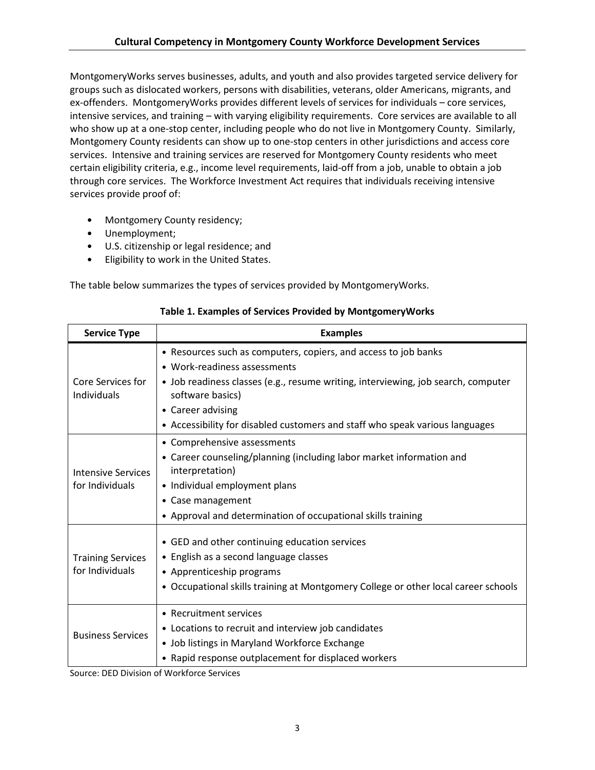MontgomeryWorks serves businesses, adults, and youth and also provides targeted service delivery for groups such as dislocated workers, persons with disabilities, veterans, older Americans, migrants, and ex-offenders. MontgomeryWorks provides different levels of services for individuals – core services, intensive services, and training – with varying eligibility requirements. Core services are available to all who show up at a one-stop center, including people who do not live in Montgomery County. Similarly, Montgomery County residents can show up to one-stop centers in other jurisdictions and access core services. Intensive and training services are reserved for Montgomery County residents who meet certain eligibility criteria, e.g., income level requirements, laid-off from a job, unable to obtain a job through core services. The Workforce Investment Act requires that individuals receiving intensive services provide proof of:

- Montgomery County residency;
- Unemployment;
- U.S. citizenship or legal residence; and
- Eligibility to work in the United States.

The table below summarizes the types of services provided by MontgomeryWorks.

**Table 1. Examples of Services Provided by MontgomeryWorks**

| Service Type | Examples |
|---|---|
| Core Services for Individuals | • Resources such as computers, copiers, and access to job banks<br>• Work-readiness assessments<br>• Job readiness classes (e.g., resume writing, interviewing, job search, computer software basics)<br>• Career advising<br>• Accessibility for disabled customers and staff who speak various languages |
| Intensive Services for Individuals | • Comprehensive assessments<br>• Career counseling/planning (including labor market information and interpretation)<br>• Individual employment plans<br>• Case management<br>• Approval and determination of occupational skills training |
| Training Services for Individuals | • GED and other continuing education services<br>• English as a second language classes<br>• Apprenticeship programs<br>• Occupational skills training at Montgomery College or other local career schools |
| Business Services | • Recruitment services<br>• Locations to recruit and interview job candidates<br>• Job listings in Maryland Workforce Exchange<br>• Rapid response outplacement for displaced workers |

Source: DED Division of Workforce Services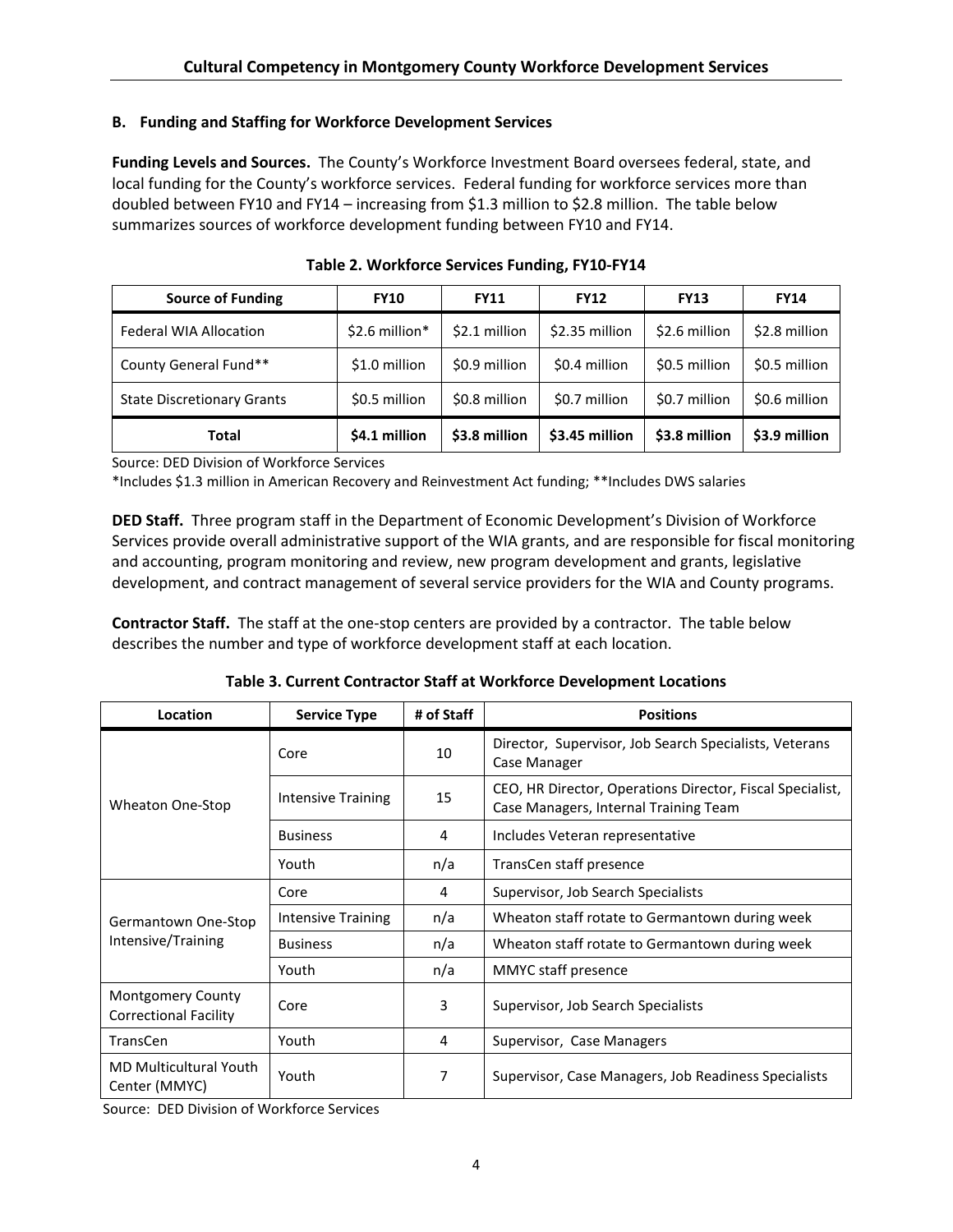### B. Funding and Staffing for Workforce Development Services

**Funding Levels and Sources.** The County's Workforce Investment Board oversees federal, state, and local funding for the County's workforce services. Federal funding for workforce services more than doubled between FY10 and FY14 – increasing from $1.3 million to $2.8 million. The table below summarizes sources of workforce development funding between FY10 and FY14.

**Table 2. Workforce Services Funding, FY10-FY14**

| Source of Funding | FY10 | FY11 | FY12 | FY13 | FY14 |
|---|---|---|---|---|---|
| Federal WIA Allocation | $2.6 million* | $2.1 million | $2.35 million | $2.6 million | $2.8 million |
| County General Fund** | $1.0 million | $0.9 million | $0.4 million | $0.5 million | $0.5 million |
| State Discretionary Grants | $0.5 million | $0.8 million | $0.7 million | $0.7 million | $0.6 million |
| **Total** | **$4.1 million** | **$3.8 million** | **$3.45 million** | **$3.8 million** | **$3.9 million** |

Source: DED Division of Workforce Services

*Includes $1.3 million in American Recovery and Reinvestment Act funding; **Includes DWS salaries

**DED Staff.** Three program staff in the Department of Economic Development's Division of Workforce Services provide overall administrative support of the WIA grants, and are responsible for fiscal monitoring and accounting, program monitoring and review, new program development and grants, legislative development, and contract management of several service providers for the WIA and County programs.

**Contractor Staff.** The staff at the one-stop centers are provided by a contractor. The table below describes the number and type of workforce development staff at each location.

**Table 3. Current Contractor Staff at Workforce Development Locations**

| Location | Service Type | # of Staff | Positions |
|---|---|---|---|
| Wheaton One-Stop | Core | 10 | Director, Supervisor, Job Search Specialists, Veterans Case Manager |
| | Intensive Training | 15 | CEO, HR Director, Operations Director, Fiscal Specialist, Case Managers, Internal Training Team |
| | Business | 4 | Includes Veteran representative |
| | Youth | n/a | TransCen staff presence |
| Germantown One-Stop Intensive/Training | Core | 4 | Supervisor, Job Search Specialists |
| | Intensive Training | n/a | Wheaton staff rotate to Germantown during week |
| | Business | n/a | Wheaton staff rotate to Germantown during week |
| | Youth | n/a | MMYC staff presence |
| Montgomery County Correctional Facility | Core | 3 | Supervisor, Job Search Specialists |
| TransCen | Youth | 4 | Supervisor, Case Managers |
| MD Multicultural Youth Center (MMYC) | Youth | 7 | Supervisor, Case Managers, Job Readiness Specialists |

Source: DED Division of Workforce Services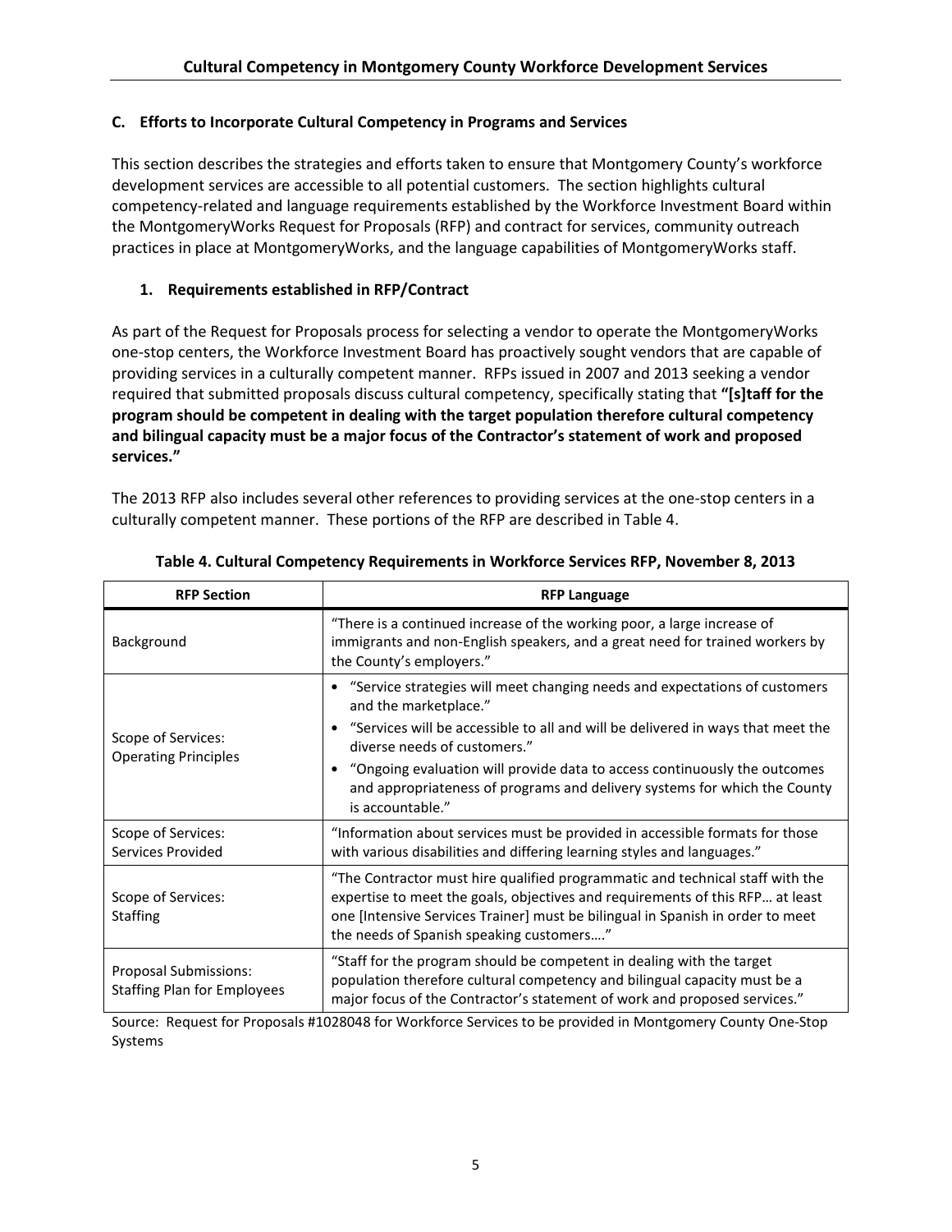### C. Efforts to Incorporate Cultural Competency in Programs and Services

This section describes the strategies and efforts taken to ensure that Montgomery County's workforce development services are accessible to all potential customers. The section highlights cultural competency-related and language requirements established by the Workforce Investment Board within the MontgomeryWorks Request for Proposals (RFP) and contract for services, community outreach practices in place at MontgomeryWorks, and the language capabilities of MontgomeryWorks staff.

#### 1. Requirements established in RFP/Contract

As part of the Request for Proposals process for selecting a vendor to operate the MontgomeryWorks one-stop centers, the Workforce Investment Board has proactively sought vendors that are capable of providing services in a culturally competent manner. RFPs issued in 2007 and 2013 seeking a vendor required that submitted proposals discuss cultural competency, specifically stating that **"[s]taff for the program should be competent in dealing with the target population therefore cultural competency and bilingual capacity must be a major focus of the Contractor's statement of work and proposed services."**

The 2013 RFP also includes several other references to providing services at the one-stop centers in a culturally competent manner. These portions of the RFP are described in Table 4.

**Table 4. Cultural Competency Requirements in Workforce Services RFP, November 8, 2013**

| RFP Section | RFP Language |
|---|---|
| Background | "There is a continued increase of the working poor, a large increase of immigrants and non-English speakers, and a great need for trained workers by the County's employers." |
| Scope of Services: Operating Principles | • "Service strategies will meet changing needs and expectations of customers and the marketplace." <br> • "Services will be accessible to all and will be delivered in ways that meet the diverse needs of customers." <br> • "Ongoing evaluation will provide data to access continuously the outcomes and appropriateness of programs and delivery systems for which the County is accountable." |
| Scope of Services: Services Provided | "Information about services must be provided in accessible formats for those with various disabilities and differing learning styles and languages." |
| Scope of Services: Staffing | "The Contractor must hire qualified programmatic and technical staff with the expertise to meet the goals, objectives and requirements of this RFP… at least one [Intensive Services Trainer] must be bilingual in Spanish in order to meet the needs of Spanish speaking customers…." |
| Proposal Submissions: Staffing Plan for Employees | "Staff for the program should be competent in dealing with the target population therefore cultural competency and bilingual capacity must be a major focus of the Contractor's statement of work and proposed services." |

Source: Request for Proposals #1028048 for Workforce Services to be provided in Montgomery County One-Stop Systems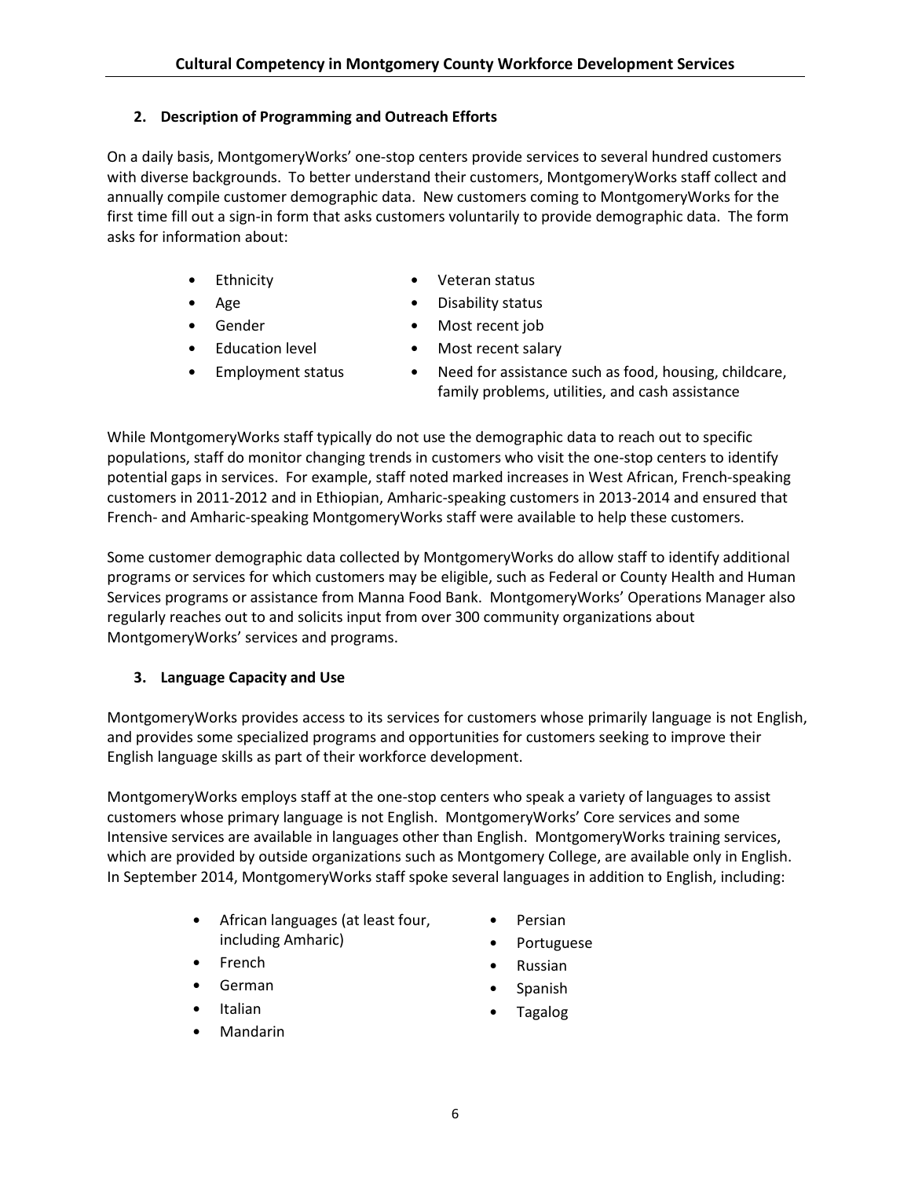## 2. Description of Programming and Outreach Efforts

On a daily basis, MontgomeryWorks' one-stop centers provide services to several hundred customers with diverse backgrounds. To better understand their customers, MontgomeryWorks staff collect and annually compile customer demographic data. New customers coming to MontgomeryWorks for the first time fill out a sign-in form that asks customers voluntarily to provide demographic data. The form asks for information about:

- Ethnicity
- Age
- Gender
- Education level
- Employment status
- Veteran status
- Disability status
- Most recent job
- Most recent salary
- Need for assistance such as food, housing, childcare, family problems, utilities, and cash assistance

While MontgomeryWorks staff typically do not use the demographic data to reach out to specific populations, staff do monitor changing trends in customers who visit the one-stop centers to identify potential gaps in services. For example, staff noted marked increases in West African, French-speaking customers in 2011-2012 and in Ethiopian, Amharic-speaking customers in 2013-2014 and ensured that French- and Amharic-speaking MontgomeryWorks staff were available to help these customers.

Some customer demographic data collected by MontgomeryWorks do allow staff to identify additional programs or services for which customers may be eligible, such as Federal or County Health and Human Services programs or assistance from Manna Food Bank. MontgomeryWorks' Operations Manager also regularly reaches out to and solicits input from over 300 community organizations about MontgomeryWorks' services and programs.

## 3. Language Capacity and Use

MontgomeryWorks provides access to its services for customers whose primarily language is not English, and provides some specialized programs and opportunities for customers seeking to improve their English language skills as part of their workforce development.

MontgomeryWorks employs staff at the one-stop centers who speak a variety of languages to assist customers whose primary language is not English. MontgomeryWorks' Core services and some Intensive services are available in languages other than English. MontgomeryWorks training services, which are provided by outside organizations such as Montgomery College, are available only in English. In September 2014, MontgomeryWorks staff spoke several languages in addition to English, including:

- African languages (at least four, including Amharic)
- French
- German
- Italian
- Mandarin
- Persian
- Portuguese
- Russian
- Spanish
- Tagalog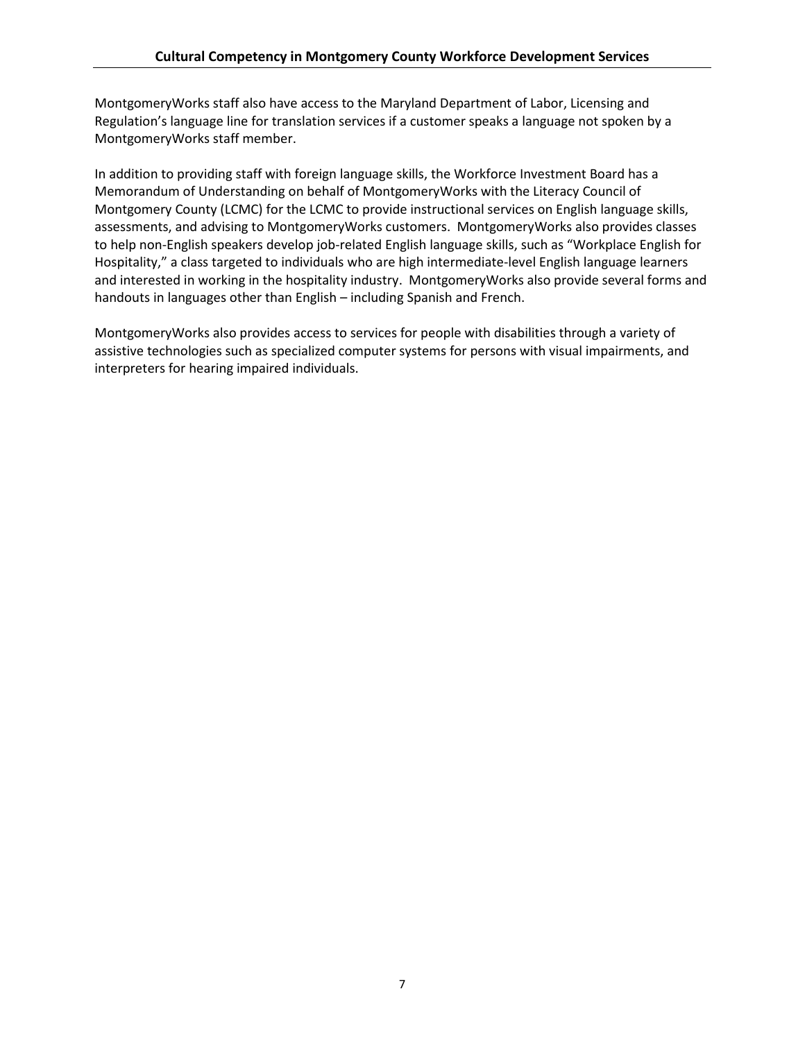MontgomeryWorks staff also have access to the Maryland Department of Labor, Licensing and Regulation's language line for translation services if a customer speaks a language not spoken by a MontgomeryWorks staff member.

In addition to providing staff with foreign language skills, the Workforce Investment Board has a Memorandum of Understanding on behalf of MontgomeryWorks with the Literacy Council of Montgomery County (LCMC) for the LCMC to provide instructional services on English language skills, assessments, and advising to MontgomeryWorks customers. MontgomeryWorks also provides classes to help non-English speakers develop job-related English language skills, such as "Workplace English for Hospitality," a class targeted to individuals who are high intermediate-level English language learners and interested in working in the hospitality industry. MontgomeryWorks also provide several forms and handouts in languages other than English – including Spanish and French.

MontgomeryWorks also provides access to services for people with disabilities through a variety of assistive technologies such as specialized computer systems for persons with visual impairments, and interpreters for hearing impaired individuals.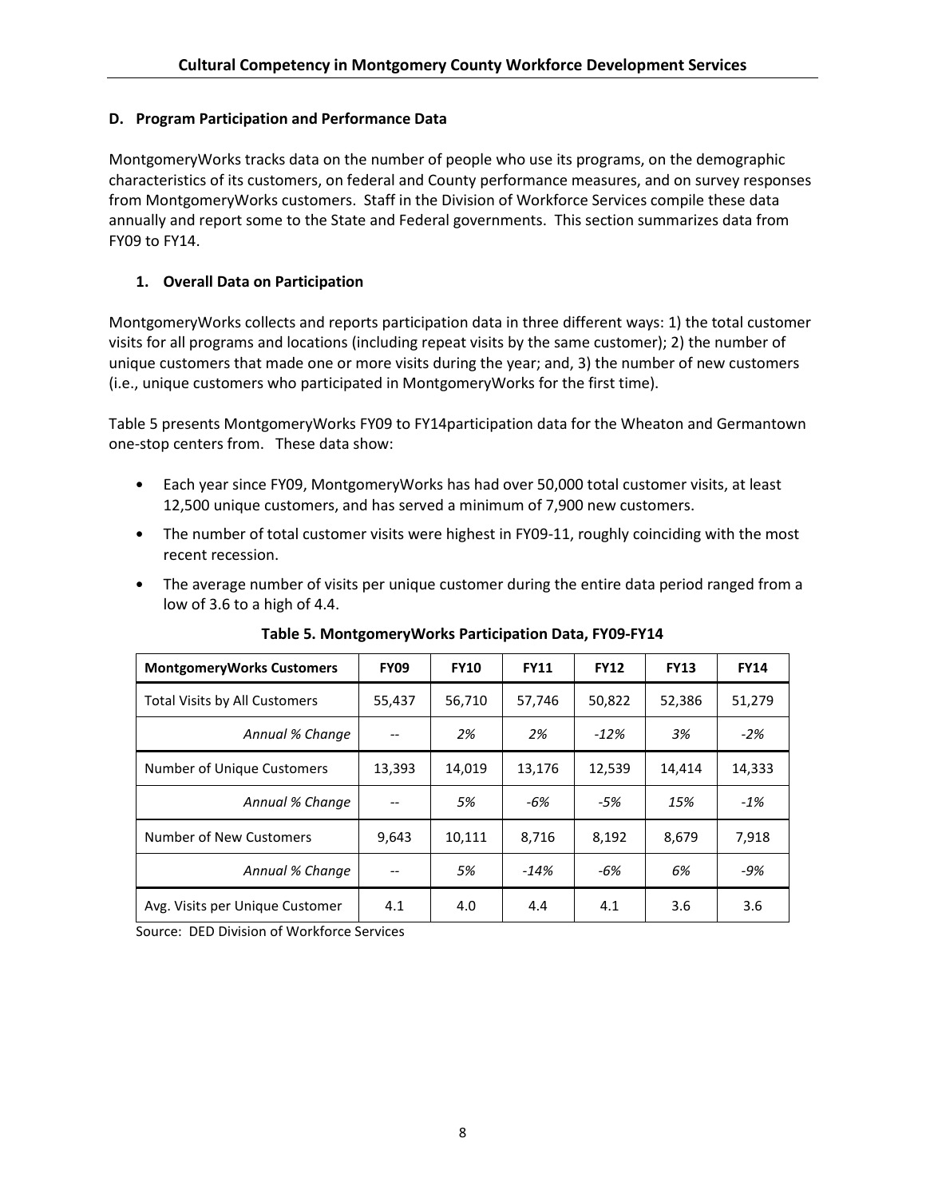### D. Program Participation and Performance Data

MontgomeryWorks tracks data on the number of people who use its programs, on the demographic characteristics of its customers, on federal and County performance measures, and on survey responses from MontgomeryWorks customers. Staff in the Division of Workforce Services compile these data annually and report some to the State and Federal governments. This section summarizes data from FY09 to FY14.

#### 1. Overall Data on Participation

MontgomeryWorks collects and reports participation data in three different ways: 1) the total customer visits for all programs and locations (including repeat visits by the same customer); 2) the number of unique customers that made one or more visits during the year; and, 3) the number of new customers (i.e., unique customers who participated in MontgomeryWorks for the first time).

Table 5 presents MontgomeryWorks FY09 to FY14participation data for the Wheaton and Germantown one-stop centers from. These data show:

- Each year since FY09, MontgomeryWorks has had over 50,000 total customer visits, at least 12,500 unique customers, and has served a minimum of 7,900 new customers.
- The number of total customer visits were highest in FY09-11, roughly coinciding with the most recent recession.
- The average number of visits per unique customer during the entire data period ranged from a low of 3.6 to a high of 4.4.

**Table 5. MontgomeryWorks Participation Data, FY09-FY14**

| MontgomeryWorks Customers | FY09 | FY10 | FY11 | FY12 | FY13 | FY14 |
|---|---|---|---|---|---|---|
| Total Visits by All Customers | 55,437 | 56,710 | 57,746 | 50,822 | 52,386 | 51,279 |
| *Annual % Change* | -- | *2%* | *2%* | *-12%* | *3%* | *-2%* |
| Number of Unique Customers | 13,393 | 14,019 | 13,176 | 12,539 | 14,414 | 14,333 |
| *Annual % Change* | -- | *5%* | *-6%* | *-5%* | *15%* | *-1%* |
| Number of New Customers | 9,643 | 10,111 | 8,716 | 8,192 | 8,679 | 7,918 |
| *Annual % Change* | -- | *5%* | *-14%* | *-6%* | *6%* | *-9%* |
| Avg. Visits per Unique Customer | 4.1 | 4.0 | 4.4 | 4.1 | 3.6 | 3.6 |

Source: DED Division of Workforce Services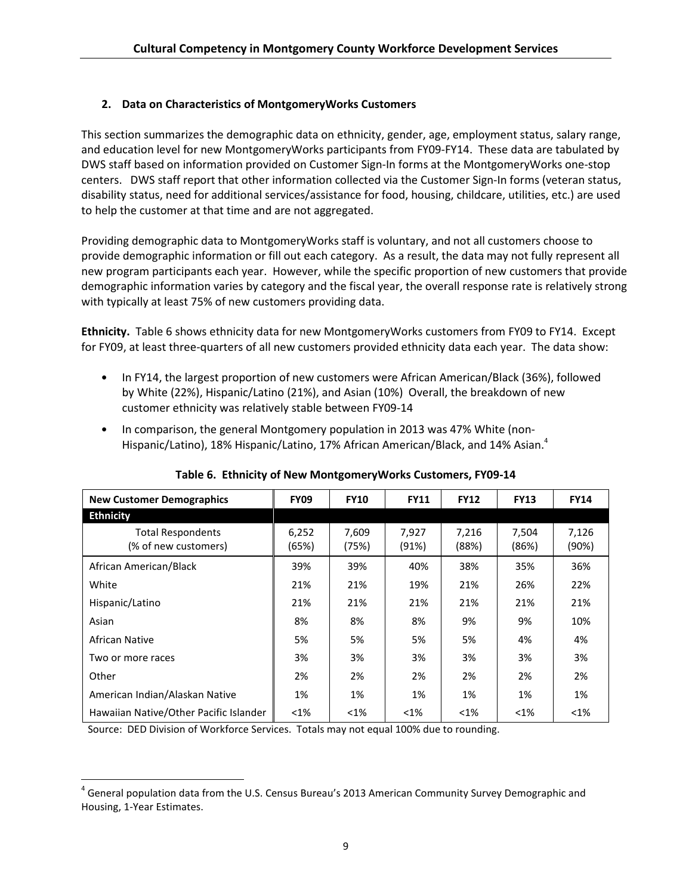### 2. Data on Characteristics of MontgomeryWorks Customers

This section summarizes the demographic data on ethnicity, gender, age, employment status, salary range, and education level for new MontgomeryWorks participants from FY09-FY14. These data are tabulated by DWS staff based on information provided on Customer Sign-In forms at the MontgomeryWorks one-stop centers. DWS staff report that other information collected via the Customer Sign-In forms (veteran status, disability status, need for additional services/assistance for food, housing, childcare, utilities, etc.) are used to help the customer at that time and are not aggregated.

Providing demographic data to MontgomeryWorks staff is voluntary, and not all customers choose to provide demographic information or fill out each category. As a result, the data may not fully represent all new program participants each year. However, while the specific proportion of new customers that provide demographic information varies by category and the fiscal year, the overall response rate is relatively strong with typically at least 75% of new customers providing data.

**Ethnicity.** Table 6 shows ethnicity data for new MontgomeryWorks customers from FY09 to FY14. Except for FY09, at least three-quarters of all new customers provided ethnicity data each year. The data show:

- In FY14, the largest proportion of new customers were African American/Black (36%), followed by White (22%), Hispanic/Latino (21%), and Asian (10%) Overall, the breakdown of new customer ethnicity was relatively stable between FY09-14
- In comparison, the general Montgomery population in 2013 was 47% White (non-Hispanic/Latino), 18% Hispanic/Latino, 17% African American/Black, and 14% Asian.[4]

**Table 6. Ethnicity of New MontgomeryWorks Customers, FY09-14**

| New Customer Demographics | FY09 | FY10 | FY11 | FY12 | FY13 | FY14 |
|---|---|---|---|---|---|---|
| **Ethnicity** | | | | | | |
| Total Respondents (% of new customers) | 6,252 (65%) | 7,609 (75%) | 7,927 (91%) | 7,216 (88%) | 7,504 (86%) | 7,126 (90%) |
| African American/Black | 39% | 39% | 40% | 38% | 35% | 36% |
| White | 21% | 21% | 19% | 21% | 26% | 22% |
| Hispanic/Latino | 21% | 21% | 21% | 21% | 21% | 21% |
| Asian | 8% | 8% | 8% | 9% | 9% | 10% |
| African Native | 5% | 5% | 5% | 5% | 4% | 4% |
| Two or more races | 3% | 3% | 3% | 3% | 3% | 3% |
| Other | 2% | 2% | 2% | 2% | 2% | 2% |
| American Indian/Alaskan Native | 1% | 1% | 1% | 1% | 1% | 1% |
| Hawaiian Native/Other Pacific Islander | <1% | <1% | <1% | <1% | <1% | <1% |

Source: DED Division of Workforce Services. Totals may not equal 100% due to rounding.

[4] General population data from the U.S. Census Bureau's 2013 American Community Survey Demographic and Housing, 1-Year Estimates.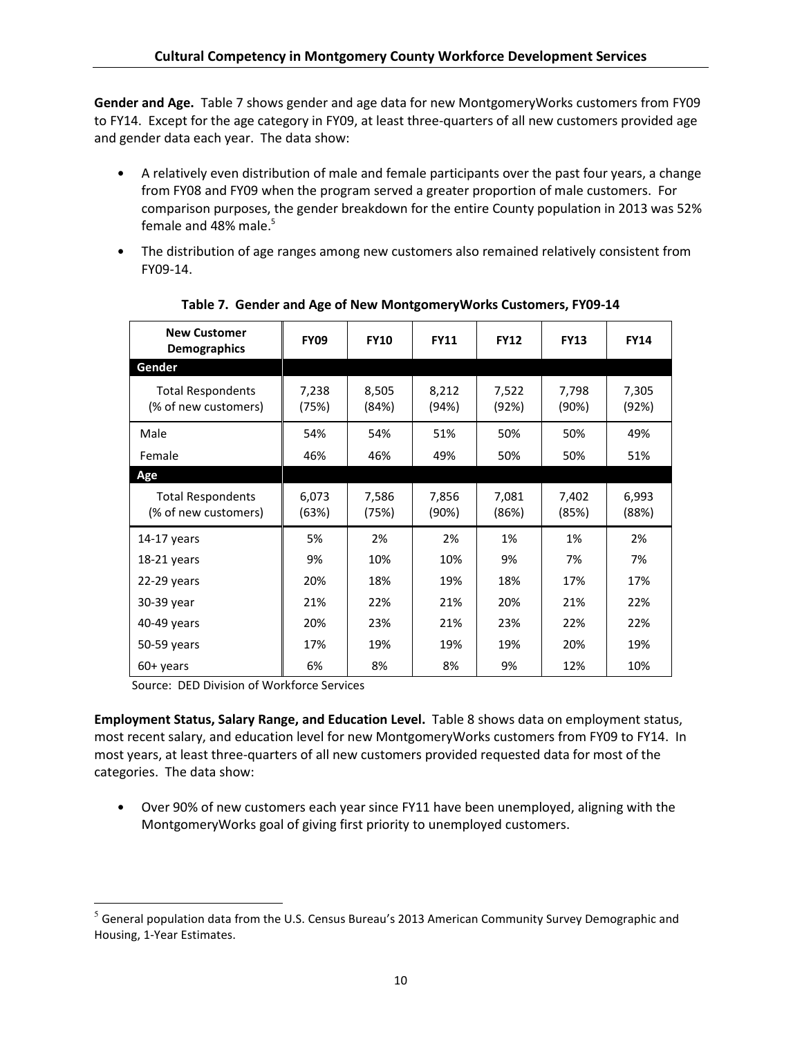**Gender and Age.** Table 7 shows gender and age data for new MontgomeryWorks customers from FY09 to FY14. Except for the age category in FY09, at least three-quarters of all new customers provided age and gender data each year. The data show:

- A relatively even distribution of male and female participants over the past four years, a change from FY08 and FY09 when the program served a greater proportion of male customers. For comparison purposes, the gender breakdown for the entire County population in 2013 was 52% female and 48% male.[5]
- The distribution of age ranges among new customers also remained relatively consistent from FY09-14.

**Table 7. Gender and Age of New MontgomeryWorks Customers, FY09-14**

| New Customer Demographics | FY09 | FY10 | FY11 | FY12 | FY13 | FY14 |
|---|---|---|---|---|---|---|
| **Gender** | | | | | | |
| Total Respondents (% of new customers) | 7,238 (75%) | 8,505 (84%) | 8,212 (94%) | 7,522 (92%) | 7,798 (90%) | 7,305 (92%) |
| Male | 54% | 54% | 51% | 50% | 50% | 49% |
| Female | 46% | 46% | 49% | 50% | 50% | 51% |
| **Age** | | | | | | |
| Total Respondents (% of new customers) | 6,073 (63%) | 7,586 (75%) | 7,856 (90%) | 7,081 (86%) | 7,402 (85%) | 6,993 (88%) |
| 14-17 years | 5% | 2% | 2% | 1% | 1% | 2% |
| 18-21 years | 9% | 10% | 10% | 9% | 7% | 7% |
| 22-29 years | 20% | 18% | 19% | 18% | 17% | 17% |
| 30-39 year | 21% | 22% | 21% | 20% | 21% | 22% |
| 40-49 years | 20% | 23% | 21% | 23% | 22% | 22% |
| 50-59 years | 17% | 19% | 19% | 19% | 20% | 19% |
| 60+ years | 6% | 8% | 8% | 9% | 12% | 10% |

Source: DED Division of Workforce Services

**Employment Status, Salary Range, and Education Level.** Table 8 shows data on employment status, most recent salary, and education level for new MontgomeryWorks customers from FY09 to FY14. In most years, at least three-quarters of all new customers provided requested data for most of the categories. The data show:

- Over 90% of new customers each year since FY11 have been unemployed, aligning with the MontgomeryWorks goal of giving first priority to unemployed customers.

[5] General population data from the U.S. Census Bureau's 2013 American Community Survey Demographic and Housing, 1-Year Estimates.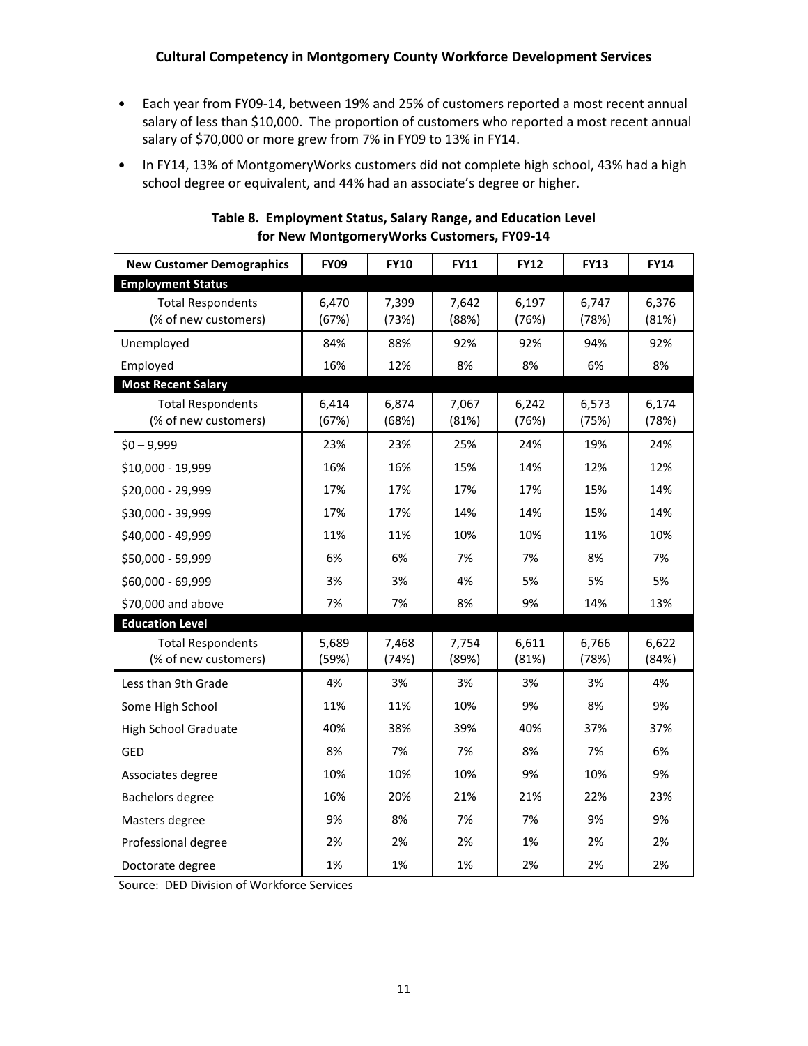- Each year from FY09-14, between 19% and 25% of customers reported a most recent annual salary of less than $10,000. The proportion of customers who reported a most recent annual salary of $70,000 or more grew from 7% in FY09 to 13% in FY14.
- In FY14, 13% of MontgomeryWorks customers did not complete high school, 43% had a high school degree or equivalent, and 44% had an associate's degree or higher.

**Table 8. Employment Status, Salary Range, and Education Level for New MontgomeryWorks Customers, FY09-14**

| New Customer Demographics | FY09 | FY10 | FY11 | FY12 | FY13 | FY14 |
|---|---|---|---|---|---|---|
| **Employment Status** | | | | | | |
| Total Respondents (% of new customers) | 6,470 (67%) | 7,399 (73%) | 7,642 (88%) | 6,197 (76%) | 6,747 (78%) | 6,376 (81%) |
| Unemployed | 84% | 88% | 92% | 92% | 94% | 92% |
| Employed | 16% | 12% | 8% | 8% | 6% | 8% |
| **Most Recent Salary** | | | | | | |
| Total Respondents (% of new customers) | 6,414 (67%) | 6,874 (68%) | 7,067 (81%) | 6,242 (76%) | 6,573 (75%) | 6,174 (78%) |
| $0 – 9,999 | 23% | 23% | 25% | 24% | 19% | 24% |
| $10,000 - 19,999 | 16% | 16% | 15% | 14% | 12% | 12% |
| $20,000 - 29,999 | 17% | 17% | 17% | 17% | 15% | 14% |
| $30,000 - 39,999 | 17% | 17% | 14% | 14% | 15% | 14% |
| $40,000 - 49,999 | 11% | 11% | 10% | 10% | 11% | 10% |
| $50,000 - 59,999 | 6% | 6% | 7% | 7% | 8% | 7% |
| $60,000 - 69,999 | 3% | 3% | 4% | 5% | 5% | 5% |
| $70,000 and above | 7% | 7% | 8% | 9% | 14% | 13% |
| **Education Level** | | | | | | |
| Total Respondents (% of new customers) | 5,689 (59%) | 7,468 (74%) | 7,754 (89%) | 6,611 (81%) | 6,766 (78%) | 6,622 (84%) |
| Less than 9th Grade | 4% | 3% | 3% | 3% | 3% | 4% |
| Some High School | 11% | 11% | 10% | 9% | 8% | 9% |
| High School Graduate | 40% | 38% | 39% | 40% | 37% | 37% |
| GED | 8% | 7% | 7% | 8% | 7% | 6% |
| Associates degree | 10% | 10% | 10% | 9% | 10% | 9% |
| Bachelors degree | 16% | 20% | 21% | 21% | 22% | 23% |
| Masters degree | 9% | 8% | 7% | 7% | 9% | 9% |
| Professional degree | 2% | 2% | 2% | 1% | 2% | 2% |
| Doctorate degree | 1% | 1% | 1% | 2% | 2% | 2% |

Source: DED Division of Workforce Services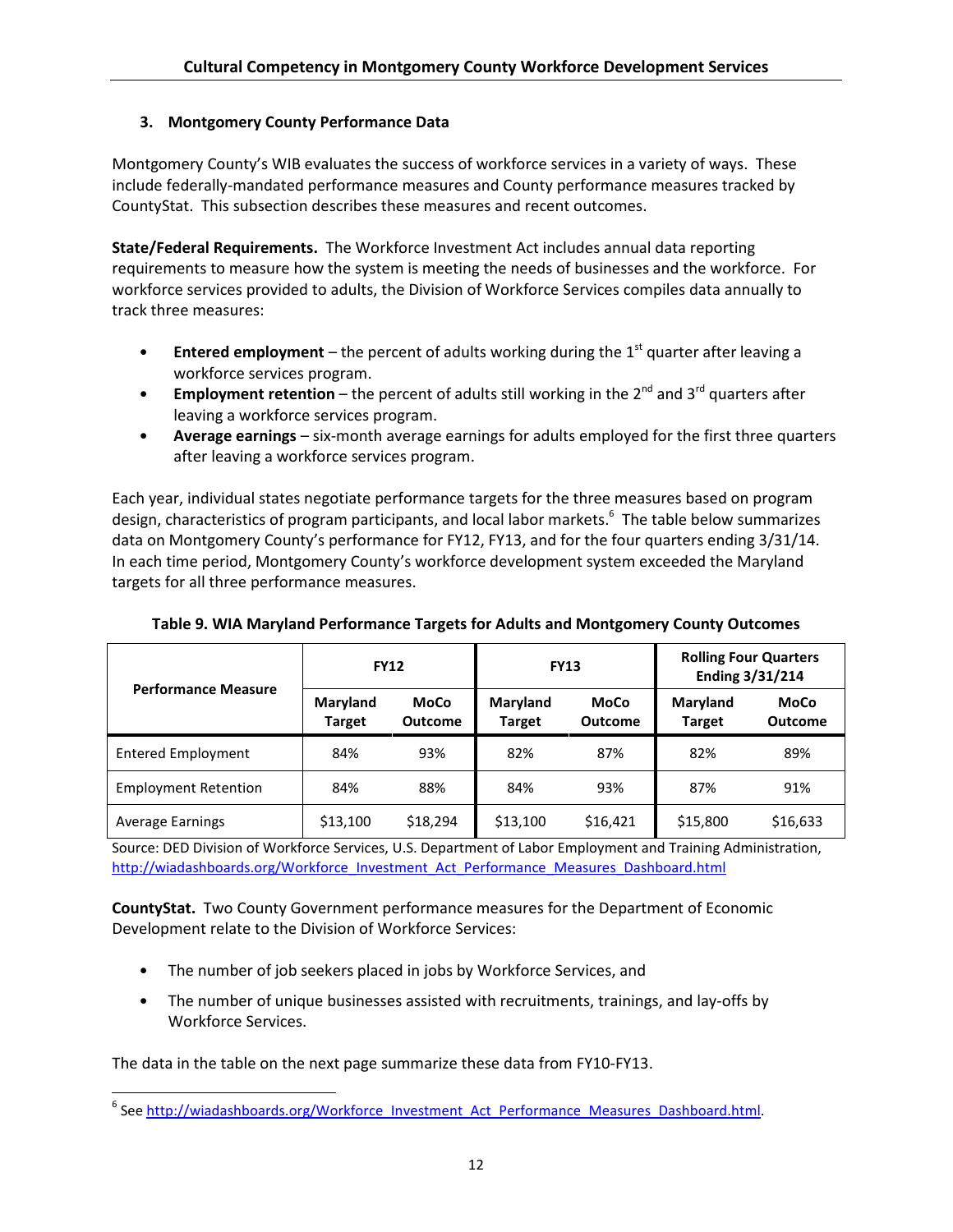### 3. Montgomery County Performance Data

Montgomery County's WIB evaluates the success of workforce services in a variety of ways. These include federally-mandated performance measures and County performance measures tracked by CountyStat. This subsection describes these measures and recent outcomes.

**State/Federal Requirements.** The Workforce Investment Act includes annual data reporting requirements to measure how the system is meeting the needs of businesses and the workforce. For workforce services provided to adults, the Division of Workforce Services compiles data annually to track three measures:

- **Entered employment** – the percent of adults working during the 1st quarter after leaving a workforce services program.
- **Employment retention** – the percent of adults still working in the 2nd and 3rd quarters after leaving a workforce services program.
- **Average earnings** – six-month average earnings for adults employed for the first three quarters after leaving a workforce services program.

Each year, individual states negotiate performance targets for the three measures based on program design, characteristics of program participants, and local labor markets.[6] The table below summarizes data on Montgomery County's performance for FY12, FY13, and for the four quarters ending 3/31/14. In each time period, Montgomery County's workforce development system exceeded the Maryland targets for all three performance measures.

**Table 9. WIA Maryland Performance Targets for Adults and Montgomery County Outcomes**

| Performance Measure | FY12 | | FY13 | | Rolling Four Quarters Ending 3/31/214 | |
|---|---|---|---|---|---|---|
| | Maryland Target | MoCo Outcome | Maryland Target | MoCo Outcome | Maryland Target | MoCo Outcome |
| Entered Employment | 84% | 93% | 82% | 87% | 82% | 89% |
| Employment Retention | 84% | 88% | 84% | 93% | 87% | 91% |
| Average Earnings | $13,100 | $18,294 | $13,100 | $16,421 | $15,800 | $16,633 |

Source: DED Division of Workforce Services, U.S. Department of Labor Employment and Training Administration, http://wiadashboards.org/Workforce_Investment_Act_Performance_Measures_Dashboard.html

**CountyStat.** Two County Government performance measures for the Department of Economic Development relate to the Division of Workforce Services:

- The number of job seekers placed in jobs by Workforce Services, and
- The number of unique businesses assisted with recruitments, trainings, and lay-offs by Workforce Services.

The data in the table on the next page summarize these data from FY10-FY13.

[6] See http://wiadashboards.org/Workforce_Investment_Act_Performance_Measures_Dashboard.html.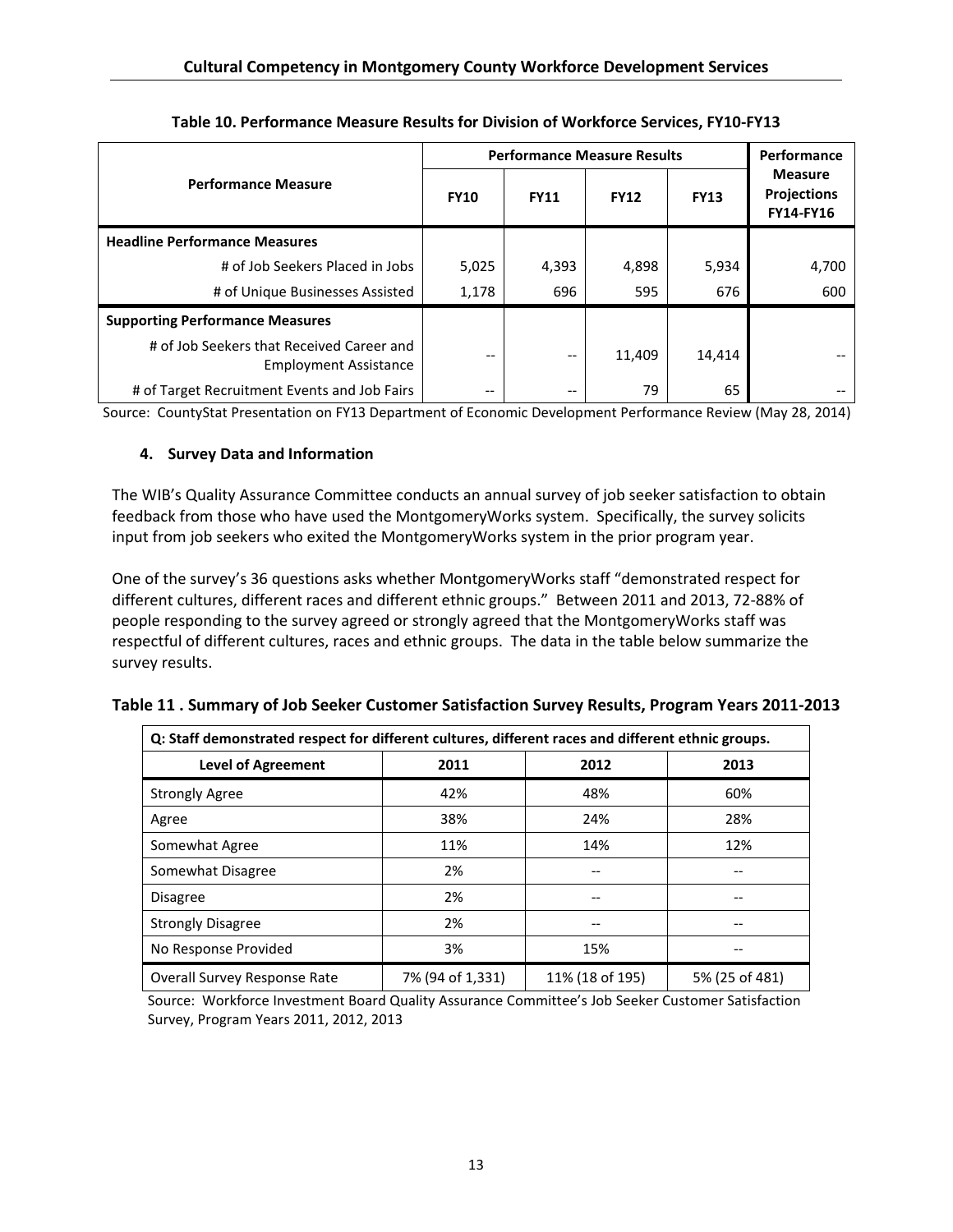**Table 10. Performance Measure Results for Division of Workforce Services, FY10-FY13**

| Performance Measure | Performance Measure Results | | | | Performance Measure Projections FY14-FY16 |
|---|---|---|---|---|---|
| | FY10 | FY11 | FY12 | FY13 | |
| **Headline Performance Measures** | | | | | |
| # of Job Seekers Placed in Jobs | 5,025 | 4,393 | 4,898 | 5,934 | 4,700 |
| # of Unique Businesses Assisted | 1,178 | 696 | 595 | 676 | 600 |
| **Supporting Performance Measures** | | | | | |
| # of Job Seekers that Received Career and Employment Assistance | -- | -- | 11,409 | 14,414 | -- |
| # of Target Recruitment Events and Job Fairs | -- | -- | 79 | 65 | -- |

Source: CountyStat Presentation on FY13 Department of Economic Development Performance Review (May 28, 2014)

### 4. Survey Data and Information

The WIB's Quality Assurance Committee conducts an annual survey of job seeker satisfaction to obtain feedback from those who have used the MontgomeryWorks system. Specifically, the survey solicits input from job seekers who exited the MontgomeryWorks system in the prior program year.

One of the survey's 36 questions asks whether MontgomeryWorks staff "demonstrated respect for different cultures, different races and different ethnic groups." Between 2011 and 2013, 72-88% of people responding to the survey agreed or strongly agreed that the MontgomeryWorks staff was respectful of different cultures, races and ethnic groups. The data in the table below summarize the survey results.

**Table 11 . Summary of Job Seeker Customer Satisfaction Survey Results, Program Years 2011-2013**

| Q: Staff demonstrated respect for different cultures, different races and different ethnic groups. | | | |
|---|---|---|---|
| **Level of Agreement** | **2011** | **2012** | **2013** |
| Strongly Agree | 42% | 48% | 60% |
| Agree | 38% | 24% | 28% |
| Somewhat Agree | 11% | 14% | 12% |
| Somewhat Disagree | 2% | -- | -- |
| Disagree | 2% | -- | -- |
| Strongly Disagree | 2% | -- | -- |
| No Response Provided | 3% | 15% | -- |
| Overall Survey Response Rate | 7% (94 of 1,331) | 11% (18 of 195) | 5% (25 of 481) |

Source: Workforce Investment Board Quality Assurance Committee's Job Seeker Customer Satisfaction Survey, Program Years 2011, 2012, 2013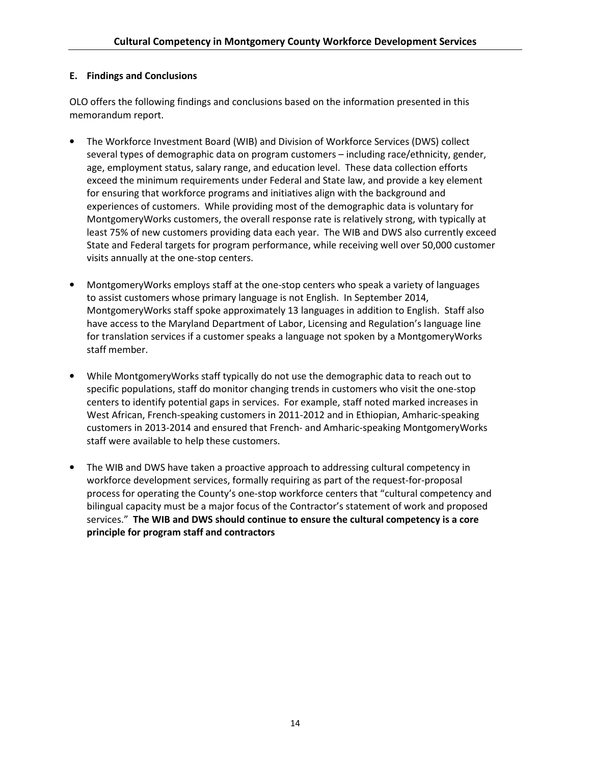### E. Findings and Conclusions

OLO offers the following findings and conclusions based on the information presented in this memorandum report.

- The Workforce Investment Board (WIB) and Division of Workforce Services (DWS) collect several types of demographic data on program customers – including race/ethnicity, gender, age, employment status, salary range, and education level. These data collection efforts exceed the minimum requirements under Federal and State law, and provide a key element for ensuring that workforce programs and initiatives align with the background and experiences of customers. While providing most of the demographic data is voluntary for MontgomeryWorks customers, the overall response rate is relatively strong, with typically at least 75% of new customers providing data each year. The WIB and DWS also currently exceed State and Federal targets for program performance, while receiving well over 50,000 customer visits annually at the one-stop centers.

- MontgomeryWorks employs staff at the one-stop centers who speak a variety of languages to assist customers whose primary language is not English. In September 2014, MontgomeryWorks staff spoke approximately 13 languages in addition to English. Staff also have access to the Maryland Department of Labor, Licensing and Regulation's language line for translation services if a customer speaks a language not spoken by a MontgomeryWorks staff member.

- While MontgomeryWorks staff typically do not use the demographic data to reach out to specific populations, staff do monitor changing trends in customers who visit the one-stop centers to identify potential gaps in services. For example, staff noted marked increases in West African, French-speaking customers in 2011-2012 and in Ethiopian, Amharic-speaking customers in 2013-2014 and ensured that French- and Amharic-speaking MontgomeryWorks staff were available to help these customers.

- The WIB and DWS have taken a proactive approach to addressing cultural competency in workforce development services, formally requiring as part of the request-for-proposal process for operating the County's one-stop workforce centers that "cultural competency and bilingual capacity must be a major focus of the Contractor's statement of work and proposed services." **The WIB and DWS should continue to ensure the cultural competency is a core principle for program staff and contractors**